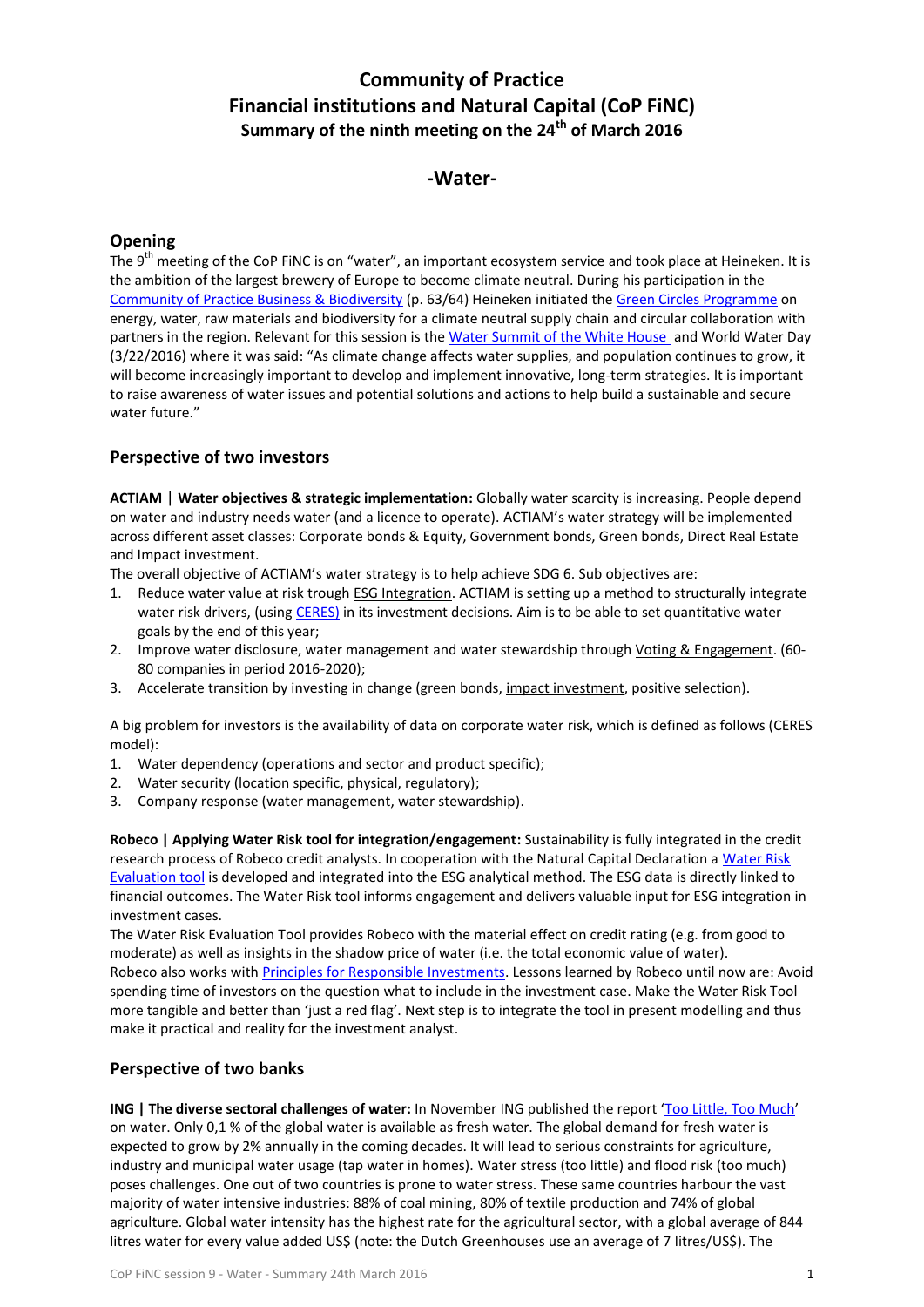# Community of Practice
# Financial institutions and Natural Capital (CoP FiNC)
### Summary of the ninth meeting on the 24th of March 2016

## -Water-

### Opening

The 9th meeting of the CoP FiNC is on "water", an important ecosystem service and took place at Heineken. It is the ambition of the largest brewery of Europe to become climate neutral. During his participation in the Community of Practice Business & Biodiversity (p. 63/64) Heineken initiated the Green Circles Programme on energy, water, raw materials and biodiversity for a climate neutral supply chain and circular collaboration with partners in the region. Relevant for this session is the Water Summit of the White House and World Water Day (3/22/2016) where it was said: "As climate change affects water supplies, and population continues to grow, it will become increasingly important to develop and implement innovative, long-term strategies. It is important to raise awareness of water issues and potential solutions and actions to help build a sustainable and secure water future."

### Perspective of two investors

**ACTIAM │ Water objectives & strategic implementation:** Globally water scarcity is increasing. People depend on water and industry needs water (and a licence to operate). ACTIAM's water strategy will be implemented across different asset classes: Corporate bonds & Equity, Government bonds, Green bonds, Direct Real Estate and Impact investment.

The overall objective of ACTIAM's water strategy is to help achieve SDG 6. Sub objectives are:

1. Reduce water value at risk trough ESG Integration. ACTIAM is setting up a method to structurally integrate water risk drivers, (using CERES) in its investment decisions. Aim is to be able to set quantitative water goals by the end of this year;
2. Improve water disclosure, water management and water stewardship through Voting & Engagement. (60-80 companies in period 2016-2020);
3. Accelerate transition by investing in change (green bonds, impact investment, positive selection).

A big problem for investors is the availability of data on corporate water risk, which is defined as follows (CERES model):

1. Water dependency (operations and sector and product specific);
2. Water security (location specific, physical, regulatory);
3. Company response (water management, water stewardship).

**Robeco | Applying Water Risk tool for integration/engagement:** Sustainability is fully integrated in the credit research process of Robeco credit analysts. In cooperation with the Natural Capital Declaration a Water Risk Evaluation tool is developed and integrated into the ESG analytical method. The ESG data is directly linked to financial outcomes. The Water Risk tool informs engagement and delivers valuable input for ESG integration in investment cases.

The Water Risk Evaluation Tool provides Robeco with the material effect on credit rating (e.g. from good to moderate) as well as insights in the shadow price of water (i.e. the total economic value of water).

Robeco also works with Principles for Responsible Investments. Lessons learned by Robeco until now are: Avoid spending time of investors on the question what to include in the investment case. Make the Water Risk Tool more tangible and better than 'just a red flag'. Next step is to integrate the tool in present modelling and thus make it practical and reality for the investment analyst.

### Perspective of two banks

**ING | The diverse sectoral challenges of water:** In November ING published the report 'Too Little, Too Much' on water. Only 0,1 % of the global water is available as fresh water. The global demand for fresh water is expected to grow by 2% annually in the coming decades. It will lead to serious constraints for agriculture, industry and municipal water usage (tap water in homes). Water stress (too little) and flood risk (too much) poses challenges. One out of two countries is prone to water stress. These same countries harbour the vast majority of water intensive industries: 88% of coal mining, 80% of textile production and 74% of global agriculture. Global water intensity has the highest rate for the agricultural sector, with a global average of 844 litres water for every value added US$ (note: the Dutch Greenhouses use an average of 7 litres/US$). The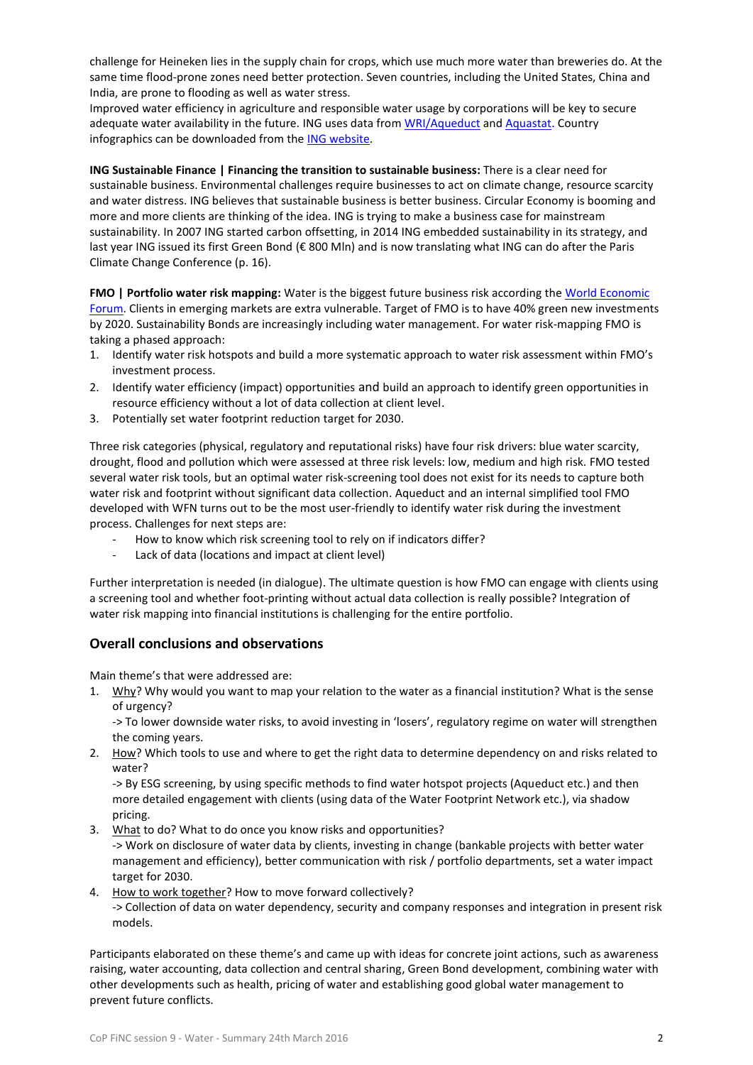challenge for Heineken lies in the supply chain for crops, which use much more water than breweries do. At the same time flood-prone zones need better protection. Seven countries, including the United States, China and India, are prone to flooding as well as water stress.
Improved water efficiency in agriculture and responsible water usage by corporations will be key to secure adequate water availability in the future. ING uses data from WRI/Aqueduct and Aquastat. Country infographics can be downloaded from the ING website.

**ING Sustainable Finance | Financing the transition to sustainable business:** There is a clear need for sustainable business. Environmental challenges require businesses to act on climate change, resource scarcity and water distress. ING believes that sustainable business is better business. Circular Economy is booming and more and more clients are thinking of the idea. ING is trying to make a business case for mainstream sustainability. In 2007 ING started carbon offsetting, in 2014 ING embedded sustainability in its strategy, and last year ING issued its first Green Bond (€ 800 Mln) and is now translating what ING can do after the Paris Climate Change Conference (p. 16).

**FMO | Portfolio water risk mapping:** Water is the biggest future business risk according the World Economic Forum. Clients in emerging markets are extra vulnerable. Target of FMO is to have 40% green new investments by 2020. Sustainability Bonds are increasingly including water management. For water risk-mapping FMO is taking a phased approach:

1. Identify water risk hotspots and build a more systematic approach to water risk assessment within FMO's investment process.
2. Identify water efficiency (impact) opportunities and build an approach to identify green opportunities in resource efficiency without a lot of data collection at client level.
3. Potentially set water footprint reduction target for 2030.

Three risk categories (physical, regulatory and reputational risks) have four risk drivers: blue water scarcity, drought, flood and pollution which were assessed at three risk levels: low, medium and high risk. FMO tested several water risk tools, but an optimal water risk-screening tool does not exist for its needs to capture both water risk and footprint without significant data collection. Aqueduct and an internal simplified tool FMO developed with WFN turns out to be the most user-friendly to identify water risk during the investment process. Challenges for next steps are:

- How to know which risk screening tool to rely on if indicators differ?
- Lack of data (locations and impact at client level)

Further interpretation is needed (in dialogue). The ultimate question is how FMO can engage with clients using a screening tool and whether foot-printing without actual data collection is really possible? Integration of water risk mapping into financial institutions is challenging for the entire portfolio.

## Overall conclusions and observations

Main theme's that were addressed are:

1. Why? Why would you want to map your relation to the water as a financial institution? What is the sense of urgency?
   -> To lower downside water risks, to avoid investing in 'losers', regulatory regime on water will strengthen the coming years.
2. How? Which tools to use and where to get the right data to determine dependency on and risks related to water?
   -> By ESG screening, by using specific methods to find water hotspot projects (Aqueduct etc.) and then more detailed engagement with clients (using data of the Water Footprint Network etc.), via shadow pricing.
3. What to do? What to do once you know risks and opportunities?
   -> Work on disclosure of water data by clients, investing in change (bankable projects with better water management and efficiency), better communication with risk / portfolio departments, set a water impact target for 2030.
4. How to work together? How to move forward collectively?
   -> Collection of data on water dependency, security and company responses and integration in present risk models.

Participants elaborated on these theme's and came up with ideas for concrete joint actions, such as awareness raising, water accounting, data collection and central sharing, Green Bond development, combining water with other developments such as health, pricing of water and establishing good global water management to prevent future conflicts.